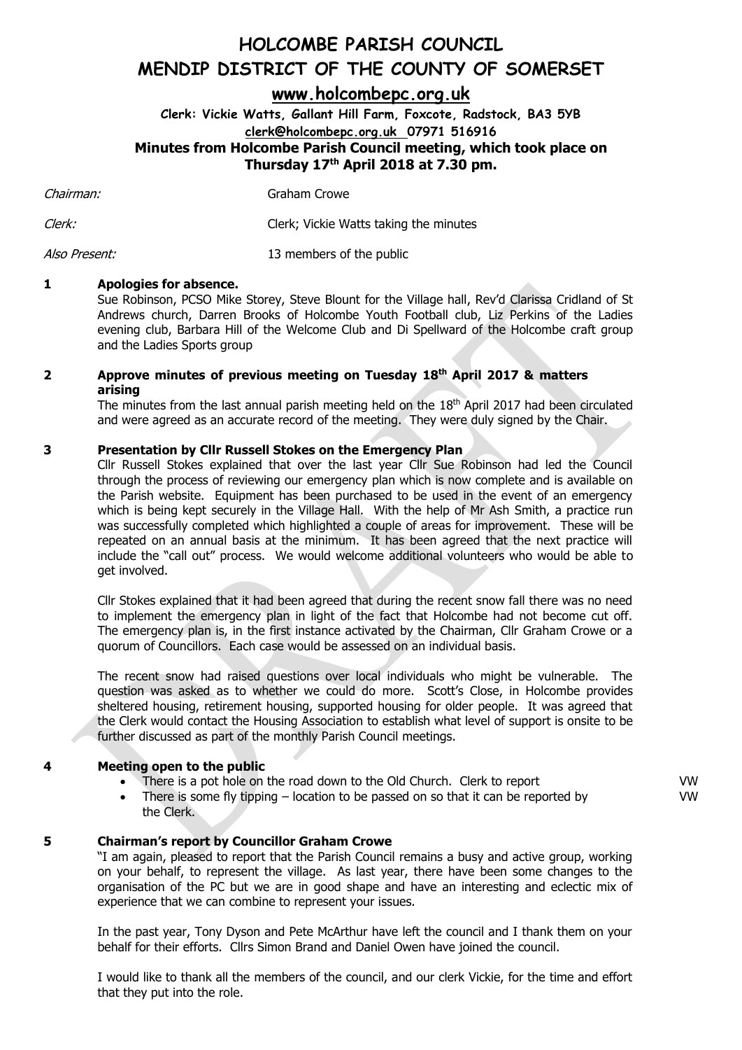# HOLCOMBE PARISH COUNCIL
# MENDIP DISTRICT OF THE COUNTY OF SOMERSET

**www.holcombepc.org.uk**

**Clerk: Vickie Watts, Gallant Hill Farm, Foxcote, Radstock, BA3 5YB**
**clerk@holcombepc.org.uk 07971 516916**

**Minutes from Holcombe Parish Council meeting, which took place on Thursday 17th April 2018 at 7.30 pm.**

*Chairman:* Graham Crowe

*Clerk:* Clerk; Vickie Watts taking the minutes

*Also Present:* 13 members of the public

## 1 Apologies for absence.

Sue Robinson, PCSO Mike Storey, Steve Blount for the Village hall, Rev'd Clarissa Cridland of St Andrews church, Darren Brooks of Holcombe Youth Football club, Liz Perkins of the Ladies evening club, Barbara Hill of the Welcome Club and Di Spellward of the Holcombe craft group and the Ladies Sports group

## 2 Approve minutes of previous meeting on Tuesday 18th April 2017 & matters arising

The minutes from the last annual parish meeting held on the 18th April 2017 had been circulated and were agreed as an accurate record of the meeting. They were duly signed by the Chair.

## 3 Presentation by Cllr Russell Stokes on the Emergency Plan

Cllr Russell Stokes explained that over the last year Cllr Sue Robinson had led the Council through the process of reviewing our emergency plan which is now complete and is available on the Parish website. Equipment has been purchased to be used in the event of an emergency which is being kept securely in the Village Hall. With the help of Mr Ash Smith, a practice run was successfully completed which highlighted a couple of areas for improvement. These will be repeated on an annual basis at the minimum. It has been agreed that the next practice will include the "call out" process. We would welcome additional volunteers who would be able to get involved.

Cllr Stokes explained that it had been agreed that during the recent snow fall there was no need to implement the emergency plan in light of the fact that Holcombe had not become cut off. The emergency plan is, in the first instance activated by the Chairman, Cllr Graham Crowe or a quorum of Councillors. Each case would be assessed on an individual basis.

The recent snow had raised questions over local individuals who might be vulnerable. The question was asked as to whether we could do more. Scott's Close, in Holcombe provides sheltered housing, retirement housing, supported housing for older people. It was agreed that the Clerk would contact the Housing Association to establish what level of support is onsite to be further discussed as part of the monthly Parish Council meetings.

## 4 Meeting open to the public

- There is a pot hole on the road down to the Old Church. Clerk to report — VW
- There is some fly tipping – location to be passed on so that it can be reported by the Clerk. — VW

## 5 Chairman's report by Councillor Graham Crowe

"I am again, pleased to report that the Parish Council remains a busy and active group, working on your behalf, to represent the village. As last year, there have been some changes to the organisation of the PC but we are in good shape and have an interesting and eclectic mix of experience that we can combine to represent your issues.

In the past year, Tony Dyson and Pete McArthur have left the council and I thank them on your behalf for their efforts. Cllrs Simon Brand and Daniel Owen have joined the council.

I would like to thank all the members of the council, and our clerk Vickie, for the time and effort that they put into the role.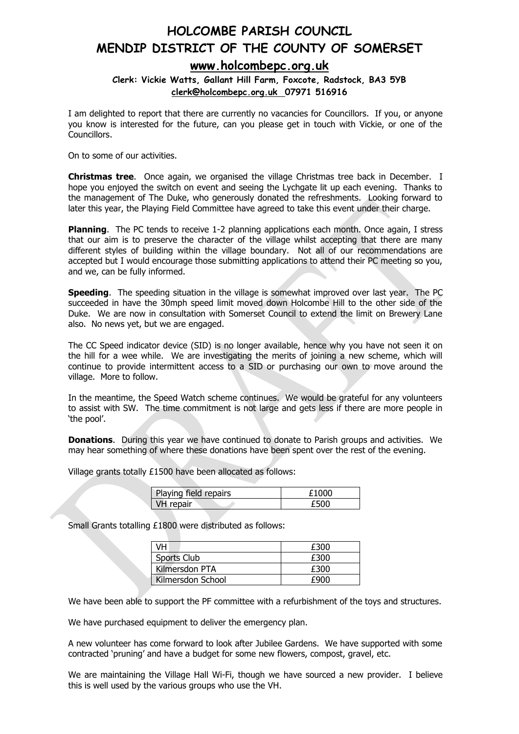# HOLCOMBE PARISH COUNCIL
# MENDIP DISTRICT OF THE COUNTY OF SOMERSET

## www.holcombepc.org.uk

**Clerk: Vickie Watts, Gallant Hill Farm, Foxcote, Radstock, BA3 5YB**
**clerk@holcombepc.org.uk 07971 516916**

I am delighted to report that there are currently no vacancies for Councillors. If you, or anyone you know is interested for the future, can you please get in touch with Vickie, or one of the Councillors.

On to some of our activities.

**Christmas tree**. Once again, we organised the village Christmas tree back in December. I hope you enjoyed the switch on event and seeing the Lychgate lit up each evening. Thanks to the management of The Duke, who generously donated the refreshments. Looking forward to later this year, the Playing Field Committee have agreed to take this event under their charge.

**Planning**. The PC tends to receive 1-2 planning applications each month. Once again, I stress that our aim is to preserve the character of the village whilst accepting that there are many different styles of building within the village boundary. Not all of our recommendations are accepted but I would encourage those submitting applications to attend their PC meeting so you, and we, can be fully informed.

**Speeding**. The speeding situation in the village is somewhat improved over last year. The PC succeeded in have the 30mph speed limit moved down Holcombe Hill to the other side of the Duke. We are now in consultation with Somerset Council to extend the limit on Brewery Lane also. No news yet, but we are engaged.

The CC Speed indicator device (SID) is no longer available, hence why you have not seen it on the hill for a wee while. We are investigating the merits of joining a new scheme, which will continue to provide intermittent access to a SID or purchasing our own to move around the village. More to follow.

In the meantime, the Speed Watch scheme continues. We would be grateful for any volunteers to assist with SW. The time commitment is not large and gets less if there are more people in 'the pool'.

**Donations**. During this year we have continued to donate to Parish groups and activities. We may hear something of where these donations have been spent over the rest of the evening.

Village grants totally £1500 have been allocated as follows:

| | |
|---|---|
| Playing field repairs | £1000 |
| VH repair | £500 |

Small Grants totalling £1800 were distributed as follows:

| | |
|---|---|
| VH | £300 |
| Sports Club | £300 |
| Kilmersdon PTA | £300 |
| Kilmersdon School | £900 |

We have been able to support the PF committee with a refurbishment of the toys and structures.

We have purchased equipment to deliver the emergency plan.

A new volunteer has come forward to look after Jubilee Gardens. We have supported with some contracted 'pruning' and have a budget for some new flowers, compost, gravel, etc.

We are maintaining the Village Hall Wi-Fi, though we have sourced a new provider. I believe this is well used by the various groups who use the VH.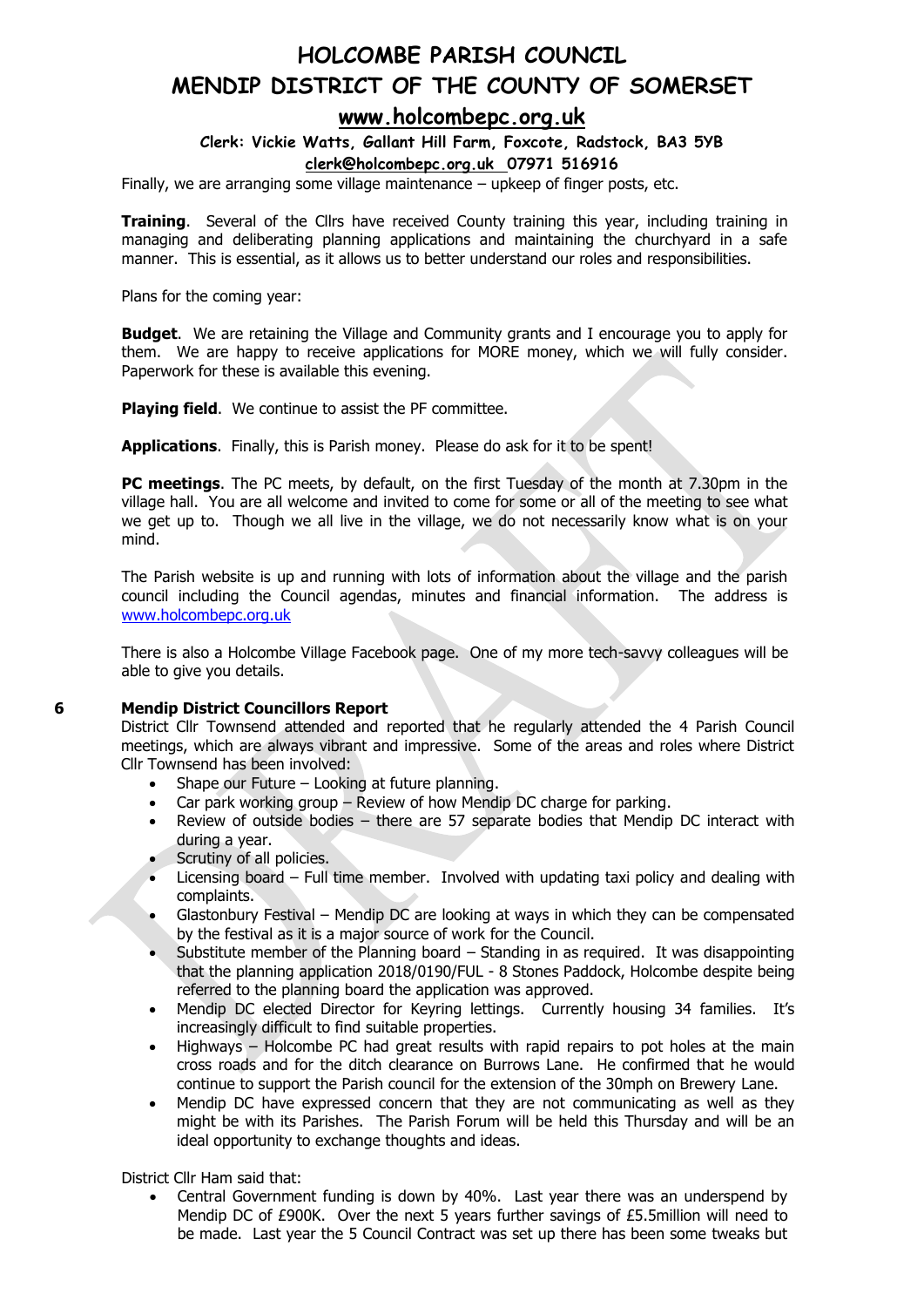Finally, we are arranging some village maintenance – upkeep of finger posts, etc.

**Training**. Several of the Cllrs have received County training this year, including training in managing and deliberating planning applications and maintaining the churchyard in a safe manner. This is essential, as it allows us to better understand our roles and responsibilities.

Plans for the coming year:

**Budget**. We are retaining the Village and Community grants and I encourage you to apply for them. We are happy to receive applications for MORE money, which we will fully consider. Paperwork for these is available this evening.

**Playing field**. We continue to assist the PF committee.

**Applications**. Finally, this is Parish money. Please do ask for it to be spent!

**PC meetings**. The PC meets, by default, on the first Tuesday of the month at 7.30pm in the village hall. You are all welcome and invited to come for some or all of the meeting to see what we get up to. Though we all live in the village, we do not necessarily know what is on your mind.

The Parish website is up and running with lots of information about the village and the parish council including the Council agendas, minutes and financial information. The address is www.holcombepc.org.uk

There is also a Holcombe Village Facebook page. One of my more tech-savvy colleagues will be able to give you details.

**6 Mendip District Councillors Report**

District Cllr Townsend attended and reported that he regularly attended the 4 Parish Council meetings, which are always vibrant and impressive. Some of the areas and roles where District Cllr Townsend has been involved:

- Shape our Future – Looking at future planning.
- Car park working group – Review of how Mendip DC charge for parking.
- Review of outside bodies – there are 57 separate bodies that Mendip DC interact with during a year.
- Scrutiny of all policies.
- Licensing board – Full time member. Involved with updating taxi policy and dealing with complaints.
- Glastonbury Festival – Mendip DC are looking at ways in which they can be compensated by the festival as it is a major source of work for the Council.
- Substitute member of the Planning board – Standing in as required. It was disappointing that the planning application 2018/0190/FUL - 8 Stones Paddock, Holcombe despite being referred to the planning board the application was approved.
- Mendip DC elected Director for Keyring lettings. Currently housing 34 families. It's increasingly difficult to find suitable properties.
- Highways – Holcombe PC had great results with rapid repairs to pot holes at the main cross roads and for the ditch clearance on Burrows Lane. He confirmed that he would continue to support the Parish council for the extension of the 30mph on Brewery Lane.
- Mendip DC have expressed concern that they are not communicating as well as they might be with its Parishes. The Parish Forum will be held this Thursday and will be an ideal opportunity to exchange thoughts and ideas.

District Cllr Ham said that:

- Central Government funding is down by 40%. Last year there was an underspend by Mendip DC of £900K. Over the next 5 years further savings of £5.5million will need to be made. Last year the 5 Council Contract was set up there has been some tweaks but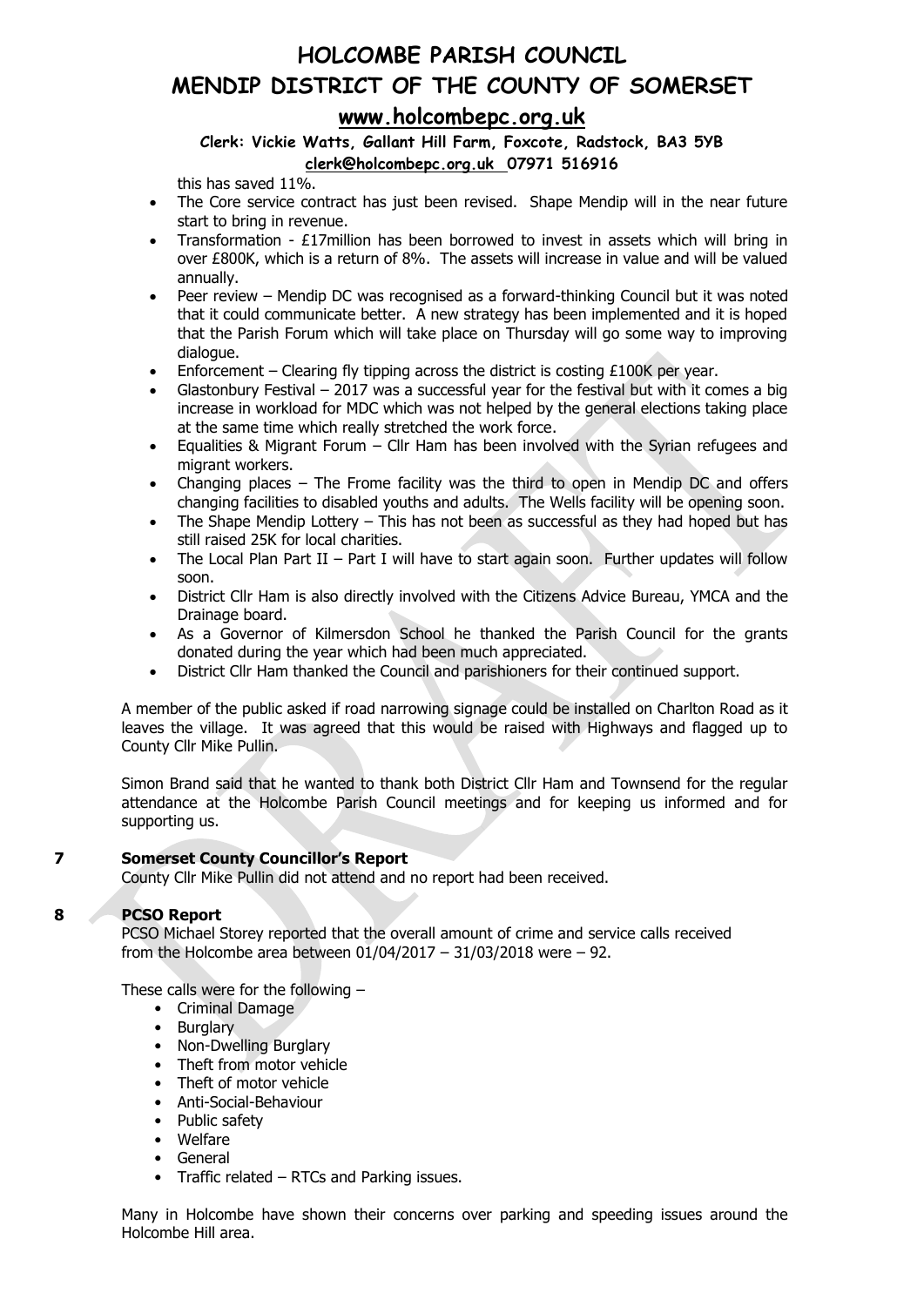this has saved 11%.

- The Core service contract has just been revised. Shape Mendip will in the near future start to bring in revenue.
- Transformation - £17million has been borrowed to invest in assets which will bring in over £800K, which is a return of 8%. The assets will increase in value and will be valued annually.
- Peer review – Mendip DC was recognised as a forward-thinking Council but it was noted that it could communicate better. A new strategy has been implemented and it is hoped that the Parish Forum which will take place on Thursday will go some way to improving dialogue.
- Enforcement – Clearing fly tipping across the district is costing £100K per year.
- Glastonbury Festival – 2017 was a successful year for the festival but with it comes a big increase in workload for MDC which was not helped by the general elections taking place at the same time which really stretched the work force.
- Equalities & Migrant Forum – Cllr Ham has been involved with the Syrian refugees and migrant workers.
- Changing places – The Frome facility was the third to open in Mendip DC and offers changing facilities to disabled youths and adults. The Wells facility will be opening soon.
- The Shape Mendip Lottery – This has not been as successful as they had hoped but has still raised 25K for local charities.
- The Local Plan Part II – Part I will have to start again soon. Further updates will follow soon.
- District Cllr Ham is also directly involved with the Citizens Advice Bureau, YMCA and the Drainage board.
- As a Governor of Kilmersdon School he thanked the Parish Council for the grants donated during the year which had been much appreciated.
- District Cllr Ham thanked the Council and parishioners for their continued support.

A member of the public asked if road narrowing signage could be installed on Charlton Road as it leaves the village. It was agreed that this would be raised with Highways and flagged up to County Cllr Mike Pullin.

Simon Brand said that he wanted to thank both District Cllr Ham and Townsend for the regular attendance at the Holcombe Parish Council meetings and for keeping us informed and for supporting us.

## 7 Somerset County Councillor's Report

County Cllr Mike Pullin did not attend and no report had been received.

## 8 PCSO Report

PCSO Michael Storey reported that the overall amount of crime and service calls received from the Holcombe area between 01/04/2017 – 31/03/2018 were – 92.

These calls were for the following –

- Criminal Damage
- Burglary
- Non-Dwelling Burglary
- Theft from motor vehicle
- Theft of motor vehicle
- Anti-Social-Behaviour
- Public safety
- Welfare
- General
- Traffic related – RTCs and Parking issues.

Many in Holcombe have shown their concerns over parking and speeding issues around the Holcombe Hill area.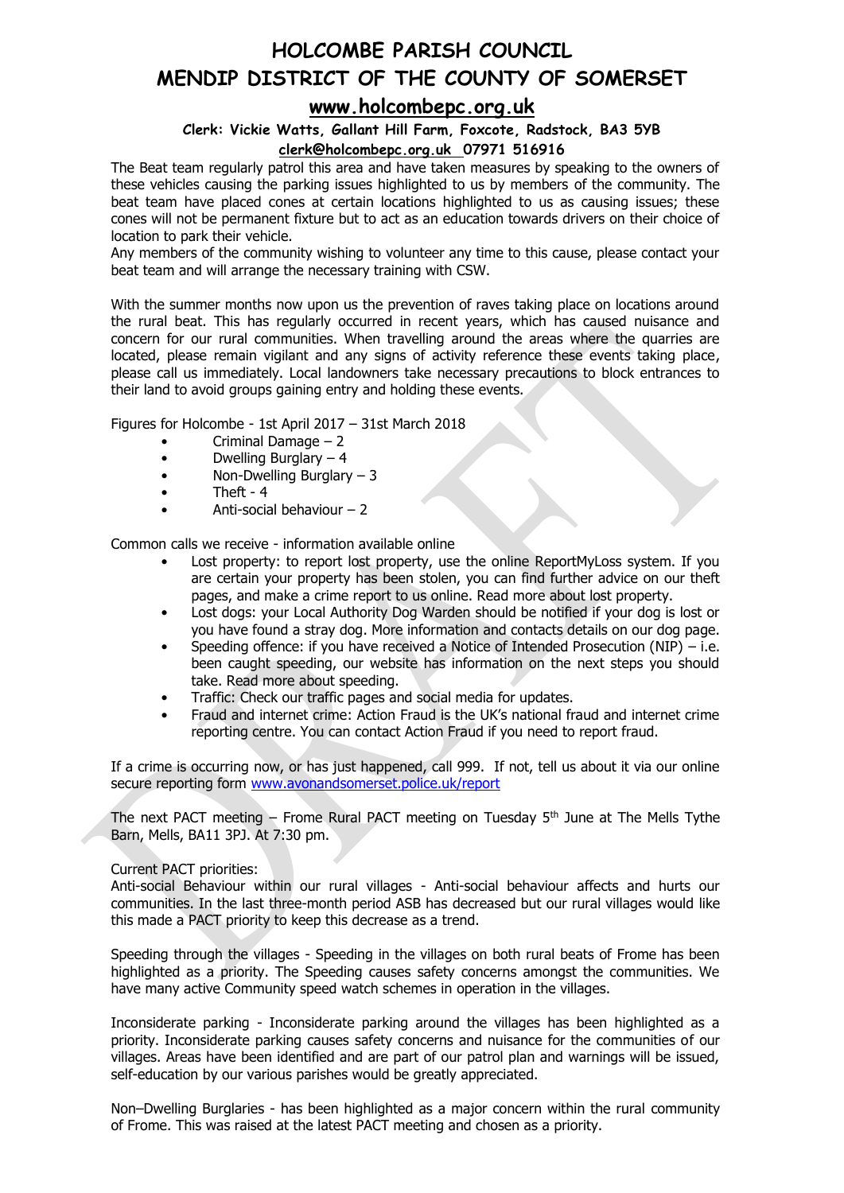# HOLCOMBE PARISH COUNCIL
# MENDIP DISTRICT OF THE COUNTY OF SOMERSET
## www.holcombepc.org.uk

**Clerk: Vickie Watts, Gallant Hill Farm, Foxcote, Radstock, BA3 5YB**
**clerk@holcombepc.org.uk 07971 516916**

The Beat team regularly patrol this area and have taken measures by speaking to the owners of these vehicles causing the parking issues highlighted to us by members of the community. The beat team have placed cones at certain locations highlighted to us as causing issues; these cones will not be permanent fixture but to act as an education towards drivers on their choice of location to park their vehicle.
Any members of the community wishing to volunteer any time to this cause, please contact your beat team and will arrange the necessary training with CSW.

With the summer months now upon us the prevention of raves taking place on locations around the rural beat. This has regularly occurred in recent years, which has caused nuisance and concern for our rural communities. When travelling around the areas where the quarries are located, please remain vigilant and any signs of activity reference these events taking place, please call us immediately. Local landowners take necessary precautions to block entrances to their land to avoid groups gaining entry and holding these events.

Figures for Holcombe - 1st April 2017 – 31st March 2018

- Criminal Damage – 2
- Dwelling Burglary – 4
- Non-Dwelling Burglary – 3
- Theft - 4
- Anti-social behaviour – 2

Common calls we receive - information available online

- Lost property: to report lost property, use the online ReportMyLoss system. If you are certain your property has been stolen, you can find further advice on our theft pages, and make a crime report to us online. Read more about lost property.
- Lost dogs: your Local Authority Dog Warden should be notified if your dog is lost or you have found a stray dog. More information and contacts details on our dog page.
- Speeding offence: if you have received a Notice of Intended Prosecution (NIP) – i.e. been caught speeding, our website has information on the next steps you should take. Read more about speeding.
- Traffic: Check our traffic pages and social media for updates.
- Fraud and internet crime: Action Fraud is the UK's national fraud and internet crime reporting centre. You can contact Action Fraud if you need to report fraud.

If a crime is occurring now, or has just happened, call 999. If not, tell us about it via our online secure reporting form www.avonandsomerset.police.uk/report

The next PACT meeting – Frome Rural PACT meeting on Tuesday 5th June at The Mells Tythe Barn, Mells, BA11 3PJ. At 7:30 pm.

Current PACT priorities:
Anti-social Behaviour within our rural villages - Anti-social behaviour affects and hurts our communities. In the last three-month period ASB has decreased but our rural villages would like this made a PACT priority to keep this decrease as a trend.

Speeding through the villages - Speeding in the villages on both rural beats of Frome has been highlighted as a priority. The Speeding causes safety concerns amongst the communities. We have many active Community speed watch schemes in operation in the villages.

Inconsiderate parking - Inconsiderate parking around the villages has been highlighted as a priority. Inconsiderate parking causes safety concerns and nuisance for the communities of our villages. Areas have been identified and are part of our patrol plan and warnings will be issued, self-education by our various parishes would be greatly appreciated.

Non–Dwelling Burglaries - has been highlighted as a major concern within the rural community of Frome. This was raised at the latest PACT meeting and chosen as a priority.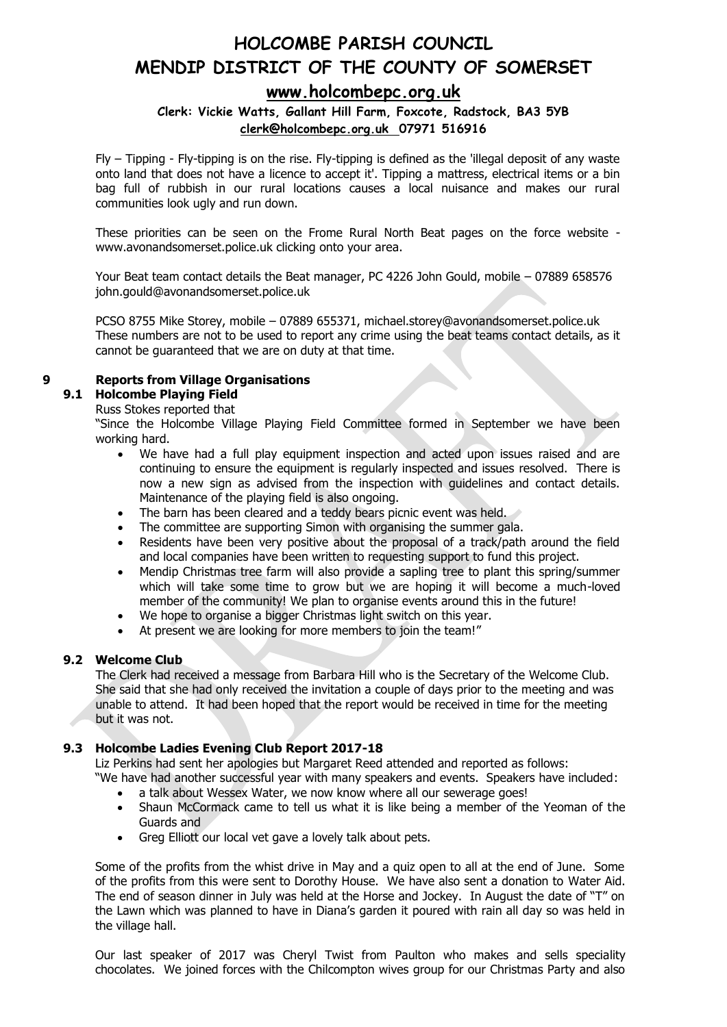Fly – Tipping - Fly-tipping is on the rise. Fly-tipping is defined as the 'illegal deposit of any waste onto land that does not have a licence to accept it'. Tipping a mattress, electrical items or a bin bag full of rubbish in our rural locations causes a local nuisance and makes our rural communities look ugly and run down.

These priorities can be seen on the Frome Rural North Beat pages on the force website - www.avonandsomerset.police.uk clicking onto your area.

Your Beat team contact details the Beat manager, PC 4226 John Gould, mobile – 07889 658576 john.gould@avonandsomerset.police.uk

PCSO 8755 Mike Storey, mobile – 07889 655371, michael.storey@avonandsomerset.police.uk These numbers are not to be used to report any crime using the beat teams contact details, as it cannot be guaranteed that we are on duty at that time.

## 9 Reports from Village Organisations

### 9.1 Holcombe Playing Field

Russ Stokes reported that

"Since the Holcombe Village Playing Field Committee formed in September we have been working hard.

- We have had a full play equipment inspection and acted upon issues raised and are continuing to ensure the equipment is regularly inspected and issues resolved. There is now a new sign as advised from the inspection with guidelines and contact details. Maintenance of the playing field is also ongoing.
- The barn has been cleared and a teddy bears picnic event was held.
- The committee are supporting Simon with organising the summer gala.
- Residents have been very positive about the proposal of a track/path around the field and local companies have been written to requesting support to fund this project.
- Mendip Christmas tree farm will also provide a sapling tree to plant this spring/summer which will take some time to grow but we are hoping it will become a much-loved member of the community! We plan to organise events around this in the future!
- We hope to organise a bigger Christmas light switch on this year.
- At present we are looking for more members to join the team!"

### 9.2 Welcome Club

The Clerk had received a message from Barbara Hill who is the Secretary of the Welcome Club. She said that she had only received the invitation a couple of days prior to the meeting and was unable to attend. It had been hoped that the report would be received in time for the meeting but it was not.

### 9.3 Holcombe Ladies Evening Club Report 2017-18

Liz Perkins had sent her apologies but Margaret Reed attended and reported as follows:

"We have had another successful year with many speakers and events. Speakers have included:

- a talk about Wessex Water, we now know where all our sewerage goes!
- Shaun McCormack came to tell us what it is like being a member of the Yeoman of the Guards and
- Greg Elliott our local vet gave a lovely talk about pets.

Some of the profits from the whist drive in May and a quiz open to all at the end of June. Some of the profits from this were sent to Dorothy House. We have also sent a donation to Water Aid. The end of season dinner in July was held at the Horse and Jockey. In August the date of "T" on the Lawn which was planned to have in Diana's garden it poured with rain all day so was held in the village hall.

Our last speaker of 2017 was Cheryl Twist from Paulton who makes and sells speciality chocolates. We joined forces with the Chilcompton wives group for our Christmas Party and also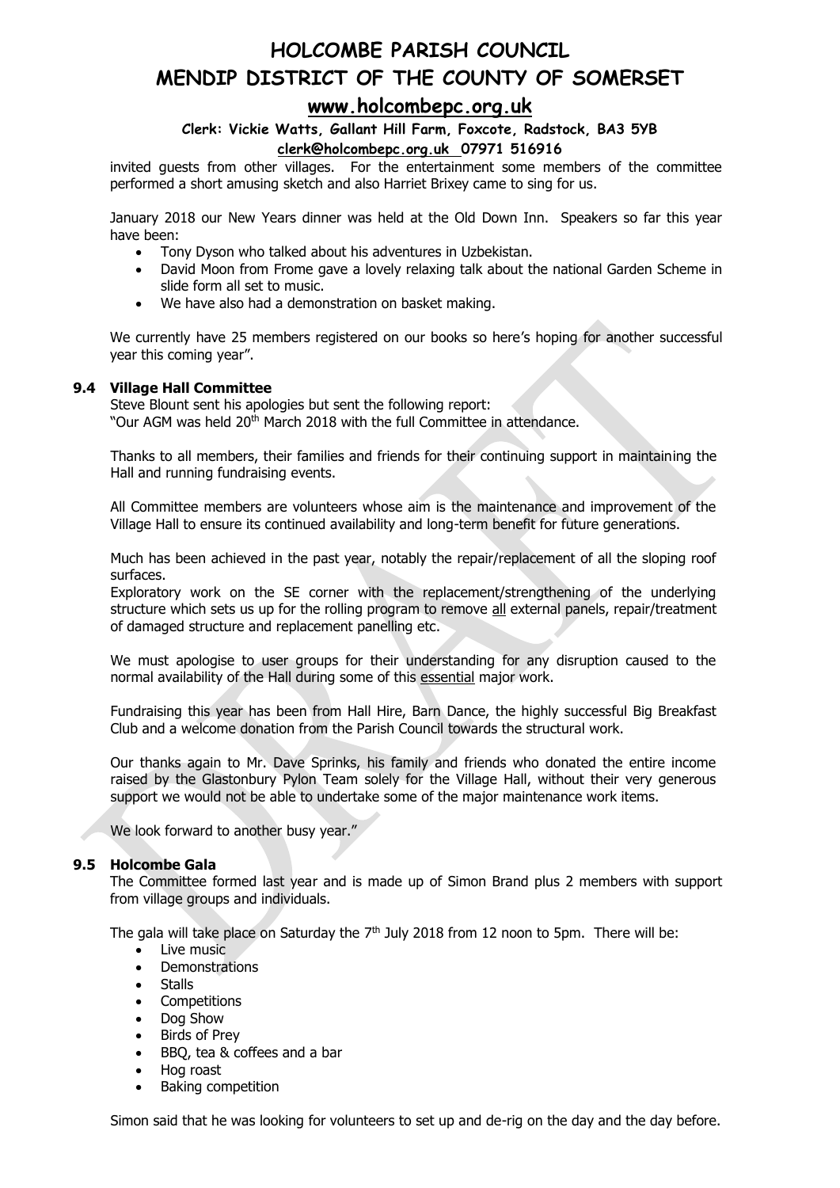invited guests from other villages. For the entertainment some members of the committee performed a short amusing sketch and also Harriet Brixey came to sing for us.

January 2018 our New Years dinner was held at the Old Down Inn. Speakers so far this year have been:

- Tony Dyson who talked about his adventures in Uzbekistan.
- David Moon from Frome gave a lovely relaxing talk about the national Garden Scheme in slide form all set to music.
- We have also had a demonstration on basket making.

We currently have 25 members registered on our books so here's hoping for another successful year this coming year".

### 9.4 Village Hall Committee

Steve Blount sent his apologies but sent the following report:
"Our AGM was held 20th March 2018 with the full Committee in attendance.

Thanks to all members, their families and friends for their continuing support in maintaining the Hall and running fundraising events.

All Committee members are volunteers whose aim is the maintenance and improvement of the Village Hall to ensure its continued availability and long-term benefit for future generations.

Much has been achieved in the past year, notably the repair/replacement of all the sloping roof surfaces.
Exploratory work on the SE corner with the replacement/strengthening of the underlying structure which sets us up for the rolling program to remove all external panels, repair/treatment of damaged structure and replacement panelling etc.

We must apologise to user groups for their understanding for any disruption caused to the normal availability of the Hall during some of this essential major work.

Fundraising this year has been from Hall Hire, Barn Dance, the highly successful Big Breakfast Club and a welcome donation from the Parish Council towards the structural work.

Our thanks again to Mr. Dave Sprinks, his family and friends who donated the entire income raised by the Glastonbury Pylon Team solely for the Village Hall, without their very generous support we would not be able to undertake some of the major maintenance work items.

We look forward to another busy year."

### 9.5 Holcombe Gala

The Committee formed last year and is made up of Simon Brand plus 2 members with support from village groups and individuals.

The gala will take place on Saturday the 7th July 2018 from 12 noon to 5pm. There will be:

- Live music
- Demonstrations
- Stalls
- Competitions
- Dog Show
- Birds of Prey
- BBQ, tea & coffees and a bar
- Hog roast
- Baking competition

Simon said that he was looking for volunteers to set up and de-rig on the day and the day before.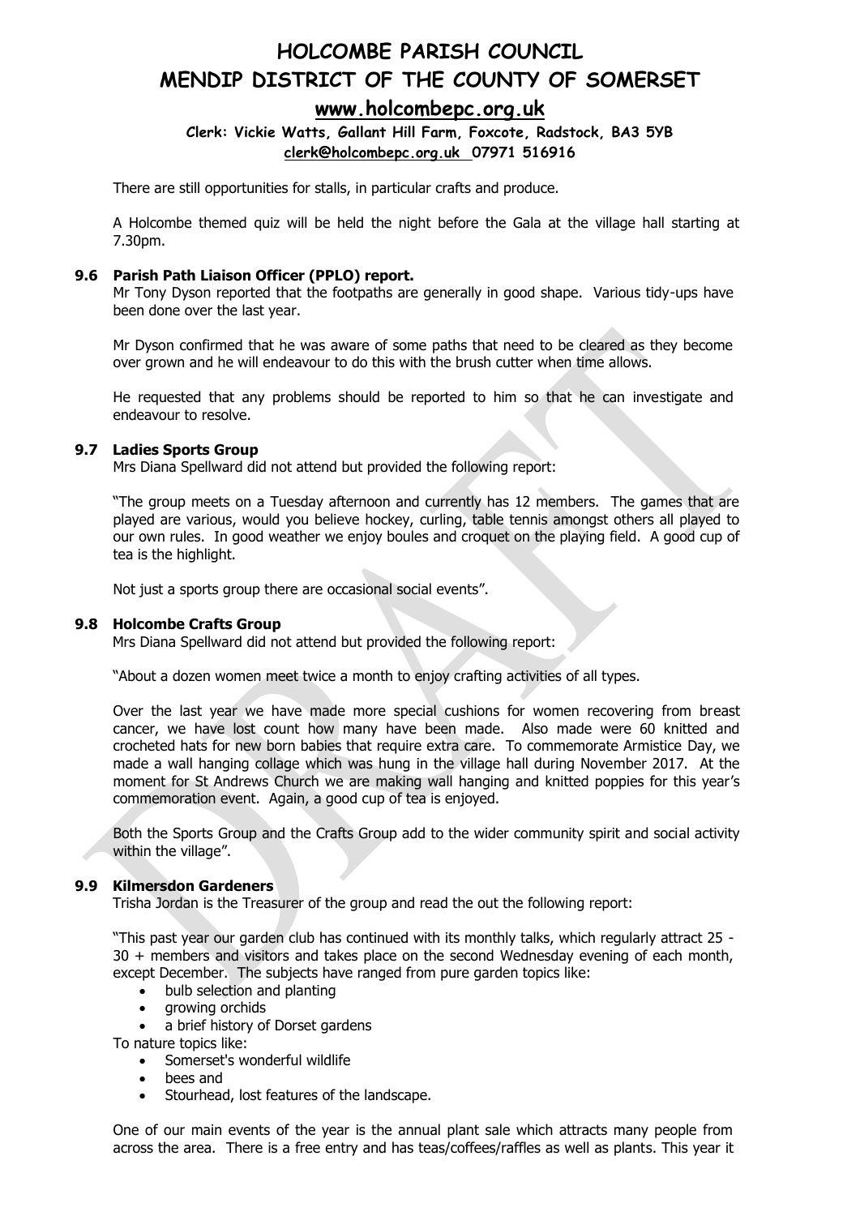There are still opportunities for stalls, in particular crafts and produce.

A Holcombe themed quiz will be held the night before the Gala at the village hall starting at 7.30pm.

### 9.6 Parish Path Liaison Officer (PPLO) report.

Mr Tony Dyson reported that the footpaths are generally in good shape. Various tidy-ups have been done over the last year.

Mr Dyson confirmed that he was aware of some paths that need to be cleared as they become over grown and he will endeavour to do this with the brush cutter when time allows.

He requested that any problems should be reported to him so that he can investigate and endeavour to resolve.

### 9.7 Ladies Sports Group

Mrs Diana Spellward did not attend but provided the following report:

"The group meets on a Tuesday afternoon and currently has 12 members. The games that are played are various, would you believe hockey, curling, table tennis amongst others all played to our own rules. In good weather we enjoy boules and croquet on the playing field. A good cup of tea is the highlight.

Not just a sports group there are occasional social events".

### 9.8 Holcombe Crafts Group

Mrs Diana Spellward did not attend but provided the following report:

"About a dozen women meet twice a month to enjoy crafting activities of all types.

Over the last year we have made more special cushions for women recovering from breast cancer, we have lost count how many have been made. Also made were 60 knitted and crocheted hats for new born babies that require extra care. To commemorate Armistice Day, we made a wall hanging collage which was hung in the village hall during November 2017. At the moment for St Andrews Church we are making wall hanging and knitted poppies for this year's commemoration event. Again, a good cup of tea is enjoyed.

Both the Sports Group and the Crafts Group add to the wider community spirit and social activity within the village".

### 9.9 Kilmersdon Gardeners

Trisha Jordan is the Treasurer of the group and read the out the following report:

"This past year our garden club has continued with its monthly talks, which regularly attract 25 - 30 + members and visitors and takes place on the second Wednesday evening of each month, except December. The subjects have ranged from pure garden topics like:

- bulb selection and planting
- growing orchids
- a brief history of Dorset gardens

To nature topics like:

- Somerset's wonderful wildlife
- bees and
- Stourhead, lost features of the landscape.

One of our main events of the year is the annual plant sale which attracts many people from across the area. There is a free entry and has teas/coffees/raffles as well as plants. This year it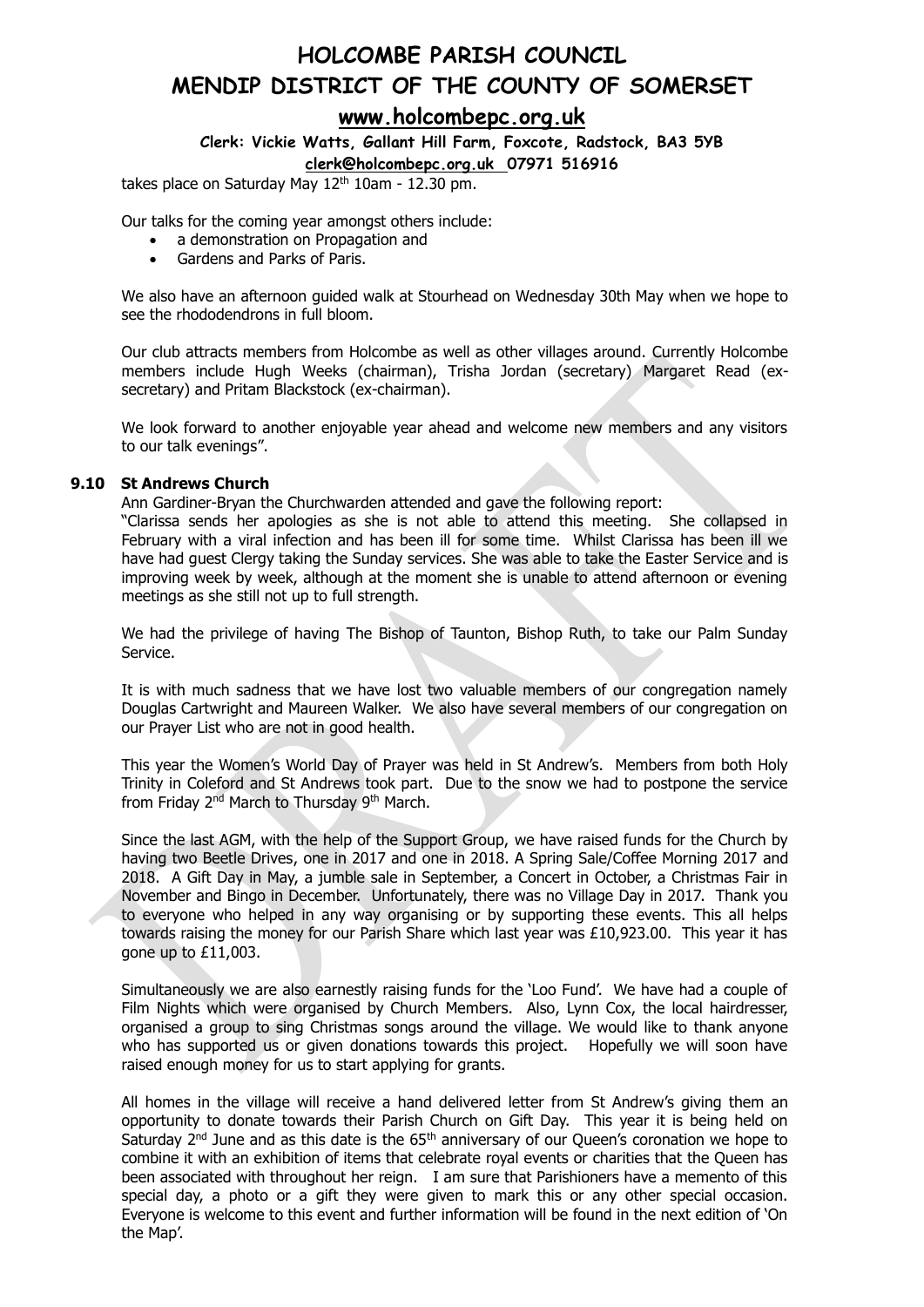takes place on Saturday May 12th 10am - 12.30 pm.

Our talks for the coming year amongst others include:

- a demonstration on Propagation and
- Gardens and Parks of Paris.

We also have an afternoon guided walk at Stourhead on Wednesday 30th May when we hope to see the rhododendrons in full bloom.

Our club attracts members from Holcombe as well as other villages around. Currently Holcombe members include Hugh Weeks (chairman), Trisha Jordan (secretary) Margaret Read (ex-secretary) and Pritam Blackstock (ex-chairman).

We look forward to another enjoyable year ahead and welcome new members and any visitors to our talk evenings".

**9.10 St Andrews Church**

Ann Gardiner-Bryan the Churchwarden attended and gave the following report:

"Clarissa sends her apologies as she is not able to attend this meeting. She collapsed in February with a viral infection and has been ill for some time. Whilst Clarissa has been ill we have had guest Clergy taking the Sunday services. She was able to take the Easter Service and is improving week by week, although at the moment she is unable to attend afternoon or evening meetings as she still not up to full strength.

We had the privilege of having The Bishop of Taunton, Bishop Ruth, to take our Palm Sunday Service.

It is with much sadness that we have lost two valuable members of our congregation namely Douglas Cartwright and Maureen Walker. We also have several members of our congregation on our Prayer List who are not in good health.

This year the Women's World Day of Prayer was held in St Andrew's. Members from both Holy Trinity in Coleford and St Andrews took part. Due to the snow we had to postpone the service from Friday 2nd March to Thursday 9th March.

Since the last AGM, with the help of the Support Group, we have raised funds for the Church by having two Beetle Drives, one in 2017 and one in 2018. A Spring Sale/Coffee Morning 2017 and 2018. A Gift Day in May, a jumble sale in September, a Concert in October, a Christmas Fair in November and Bingo in December. Unfortunately, there was no Village Day in 2017. Thank you to everyone who helped in any way organising or by supporting these events. This all helps towards raising the money for our Parish Share which last year was £10,923.00. This year it has gone up to £11,003.

Simultaneously we are also earnestly raising funds for the 'Loo Fund'. We have had a couple of Film Nights which were organised by Church Members. Also, Lynn Cox, the local hairdresser, organised a group to sing Christmas songs around the village. We would like to thank anyone who has supported us or given donations towards this project. Hopefully we will soon have raised enough money for us to start applying for grants.

All homes in the village will receive a hand delivered letter from St Andrew's giving them an opportunity to donate towards their Parish Church on Gift Day. This year it is being held on Saturday 2nd June and as this date is the 65th anniversary of our Queen's coronation we hope to combine it with an exhibition of items that celebrate royal events or charities that the Queen has been associated with throughout her reign. I am sure that Parishioners have a memento of this special day, a photo or a gift they were given to mark this or any other special occasion. Everyone is welcome to this event and further information will be found in the next edition of 'On the Map'.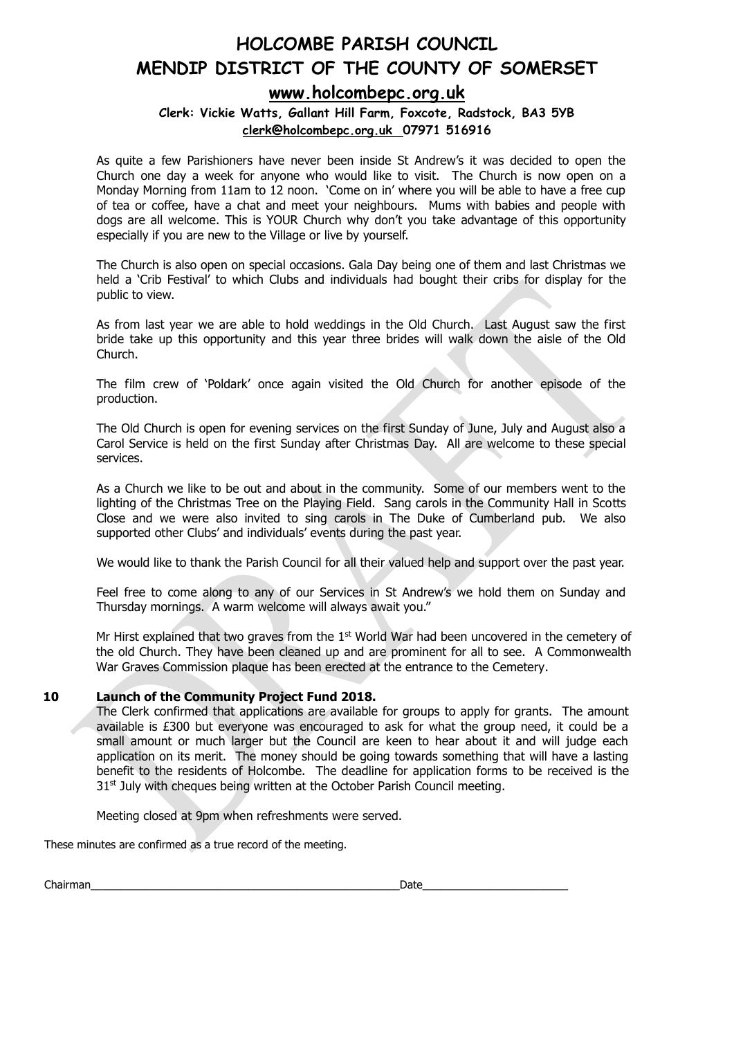# HOLCOMBE PARISH COUNCIL
# MENDIP DISTRICT OF THE COUNTY OF SOMERSET
## www.holcombepc.org.uk
**Clerk: Vickie Watts, Gallant Hill Farm, Foxcote, Radstock, BA3 5YB**
**clerk@holcombepc.org.uk 07971 516916**

As quite a few Parishioners have never been inside St Andrew's it was decided to open the Church one day a week for anyone who would like to visit. The Church is now open on a Monday Morning from 11am to 12 noon. 'Come on in' where you will be able to have a free cup of tea or coffee, have a chat and meet your neighbours. Mums with babies and people with dogs are all welcome. This is YOUR Church why don't you take advantage of this opportunity especially if you are new to the Village or live by yourself.

The Church is also open on special occasions. Gala Day being one of them and last Christmas we held a 'Crib Festival' to which Clubs and individuals had bought their cribs for display for the public to view.

As from last year we are able to hold weddings in the Old Church. Last August saw the first bride take up this opportunity and this year three brides will walk down the aisle of the Old Church.

The film crew of 'Poldark' once again visited the Old Church for another episode of the production.

The Old Church is open for evening services on the first Sunday of June, July and August also a Carol Service is held on the first Sunday after Christmas Day. All are welcome to these special services.

As a Church we like to be out and about in the community. Some of our members went to the lighting of the Christmas Tree on the Playing Field. Sang carols in the Community Hall in Scotts Close and we were also invited to sing carols in The Duke of Cumberland pub. We also supported other Clubs' and individuals' events during the past year.

We would like to thank the Parish Council for all their valued help and support over the past year.

Feel free to come along to any of our Services in St Andrew's we hold them on Sunday and Thursday mornings. A warm welcome will always await you."

Mr Hirst explained that two graves from the 1st World War had been uncovered in the cemetery of the old Church. They have been cleaned up and are prominent for all to see. A Commonwealth War Graves Commission plaque has been erected at the entrance to the Cemetery.

**10 Launch of the Community Project Fund 2018.**

The Clerk confirmed that applications are available for groups to apply for grants. The amount available is £300 but everyone was encouraged to ask for what the group need, it could be a small amount or much larger but the Council are keen to hear about it and will judge each application on its merit. The money should be going towards something that will have a lasting benefit to the residents of Holcombe. The deadline for application forms to be received is the 31st July with cheques being written at the October Parish Council meeting.

Meeting closed at 9pm when refreshments were served.

These minutes are confirmed as a true record of the meeting.

Chairman\_\_\_\_\_\_\_\_\_\_\_\_\_\_\_\_\_\_\_\_\_\_\_\_\_\_\_\_\_\_\_\_\_\_\_\_\_\_\_\_\_\_\_\_\_\_\_\_Date\_\_\_\_\_\_\_\_\_\_\_\_\_\_\_\_\_\_\_\_\_\_\_